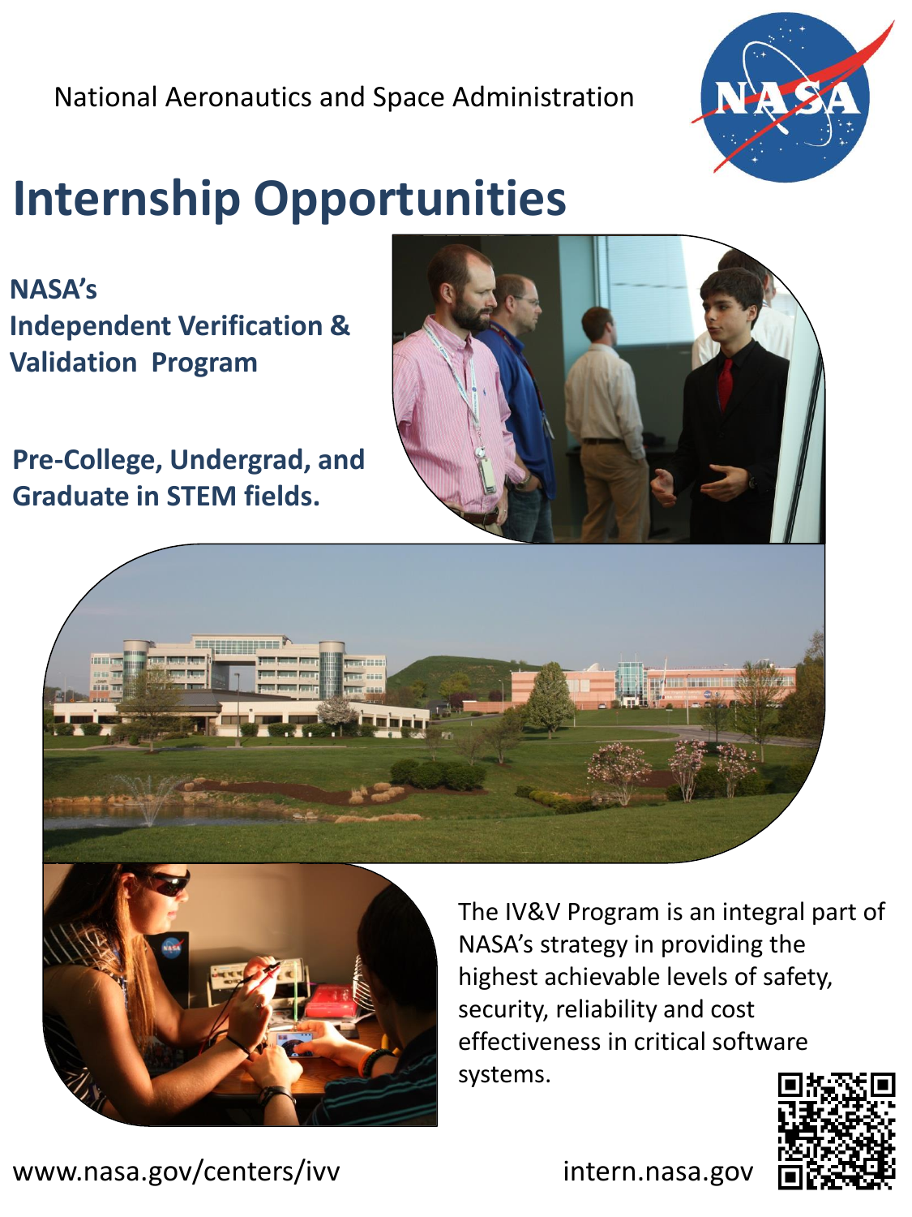National Aeronautics and Space Administration

# Internship Opportunities

## NASA's Independent Verification & Validation Program

## Pre-College, Undergrad, and Graduate in STEM fields.

The IV&V Program is an integral part of NASA's strategy in providing the highest achievable levels of safety, security, reliability and cost effectiveness in critical software systems.

www.nasa.gov/centers/ivv

intern.nasa.gov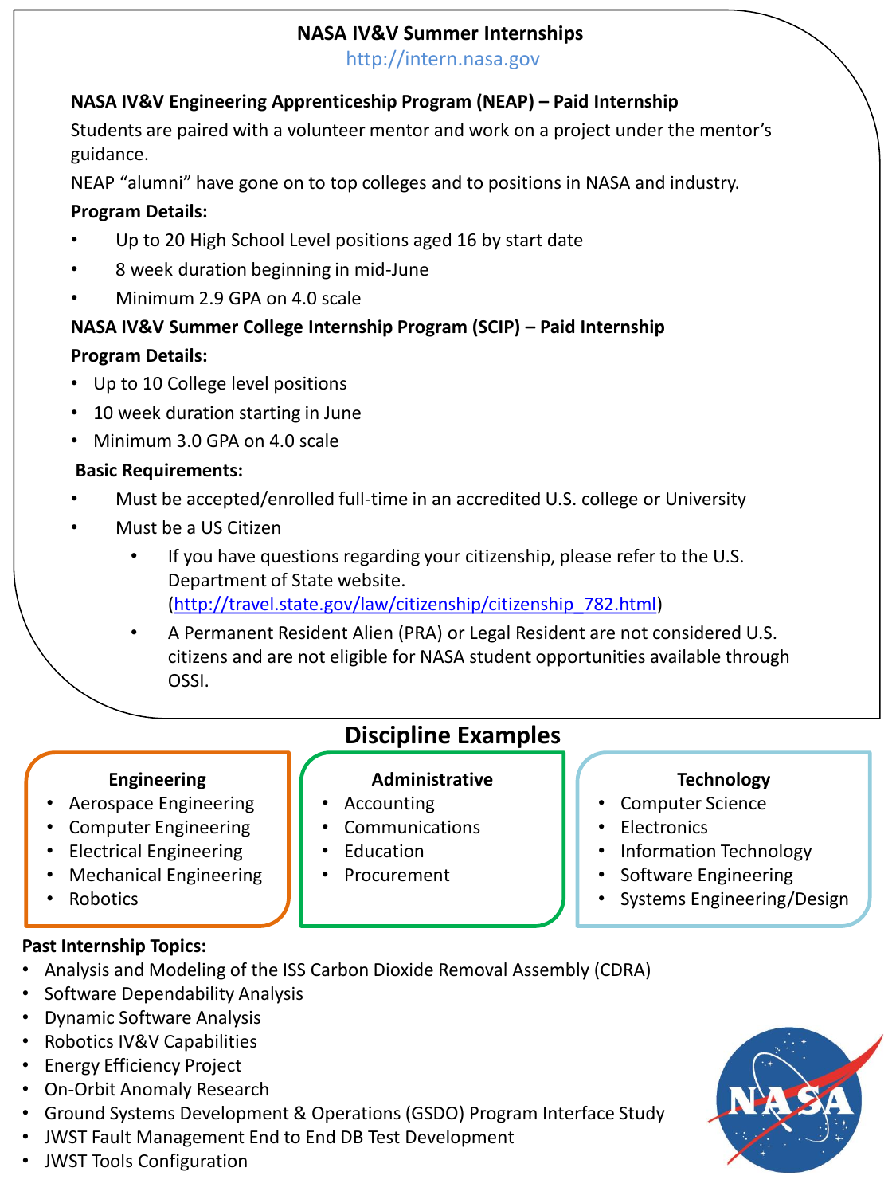# NASA IV&V Summer Internships

http://intern.nasa.gov

### NASA IV&V Engineering Apprenticeship Program (NEAP) – Paid Internship

Students are paired with a volunteer mentor and work on a project under the mentor's guidance.

NEAP "alumni" have gone on to top colleges and to positions in NASA and industry.

**Program Details:**

- Up to 20 High School Level positions aged 16 by start date
- 8 week duration beginning in mid-June
- Minimum 2.9 GPA on 4.0 scale

### NASA IV&V Summer College Internship Program (SCIP) – Paid Internship

**Program Details:**

- Up to 10 College level positions
- 10 week duration starting in June
- Minimum 3.0 GPA on 4.0 scale

**Basic Requirements:**

- Must be accepted/enrolled full-time in an accredited U.S. college or University
- Must be a US Citizen
  - If you have questions regarding your citizenship, please refer to the U.S. Department of State website. (http://travel.state.gov/law/citizenship/citizenship_782.html)
  - A Permanent Resident Alien (PRA) or Legal Resident are not considered U.S. citizens and are not eligible for NASA student opportunities available through OSSI.

## Discipline Examples

**Engineering**

- Aerospace Engineering
- Computer Engineering
- Electrical Engineering
- Mechanical Engineering
- Robotics

**Administrative**

- Accounting
- Communications
- Education
- Procurement

**Technology**

- Computer Science
- Electronics
- Information Technology
- Software Engineering
- Systems Engineering/Design

**Past Internship Topics:**

- Analysis and Modeling of the ISS Carbon Dioxide Removal Assembly (CDRA)
- Software Dependability Analysis
- Dynamic Software Analysis
- Robotics IV&V Capabilities
- Energy Efficiency Project
- On-Orbit Anomaly Research
- Ground Systems Development & Operations (GSDO) Program Interface Study
- JWST Fault Management End to End DB Test Development
- JWST Tools Configuration